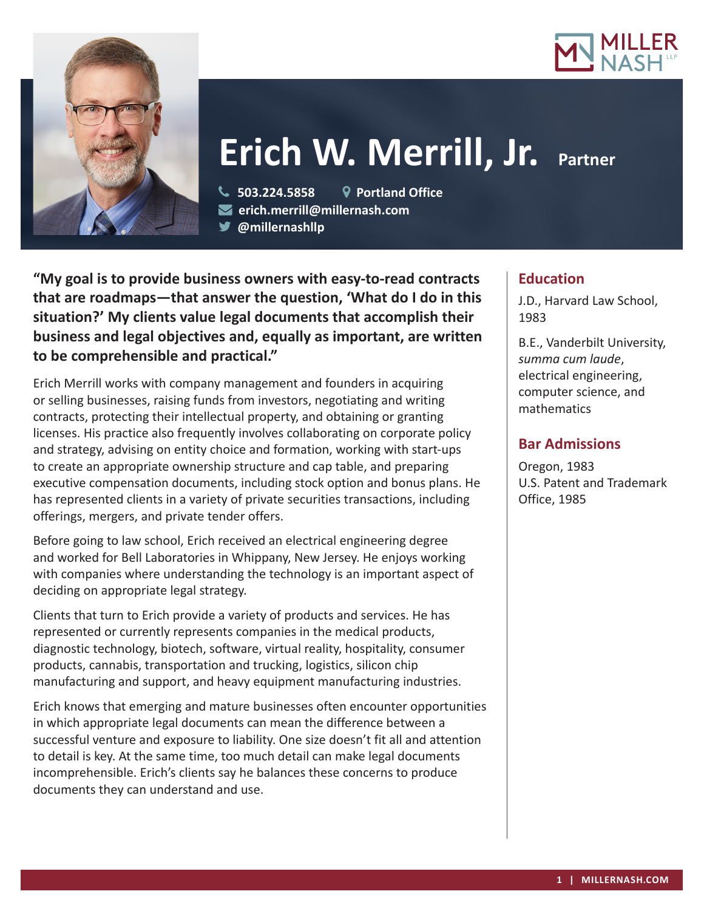# Erich W. Merrill, Jr. Partner

503.224.5858 | Portland Office
erich.merrill@millernash.com
@millernashllp

**"My goal is to provide business owners with easy-to-read contracts that are roadmaps—that answer the question, 'What do I do in this situation?' My clients value legal documents that accomplish their business and legal objectives and, equally as important, are written to be comprehensible and practical."**

Erich Merrill works with company management and founders in acquiring or selling businesses, raising funds from investors, negotiating and writing contracts, protecting their intellectual property, and obtaining or granting licenses. His practice also frequently involves collaborating on corporate policy and strategy, advising on entity choice and formation, working with start-ups to create an appropriate ownership structure and cap table, and preparing executive compensation documents, including stock option and bonus plans. He has represented clients in a variety of private securities transactions, including offerings, mergers, and private tender offers.

Before going to law school, Erich received an electrical engineering degree and worked for Bell Laboratories in Whippany, New Jersey. He enjoys working with companies where understanding the technology is an important aspect of deciding on appropriate legal strategy.

Clients that turn to Erich provide a variety of products and services. He has represented or currently represents companies in the medical products, diagnostic technology, biotech, software, virtual reality, hospitality, consumer products, cannabis, transportation and trucking, logistics, silicon chip manufacturing and support, and heavy equipment manufacturing industries.

Erich knows that emerging and mature businesses often encounter opportunities in which appropriate legal documents can mean the difference between a successful venture and exposure to liability. One size doesn't fit all and attention to detail is key. At the same time, too much detail can make legal documents incomprehensible. Erich's clients say he balances these concerns to produce documents they can understand and use.

## Education

J.D., Harvard Law School, 1983

B.E., Vanderbilt University, *summa cum laude*, electrical engineering, computer science, and mathematics

## Bar Admissions

Oregon, 1983
U.S. Patent and Trademark Office, 1985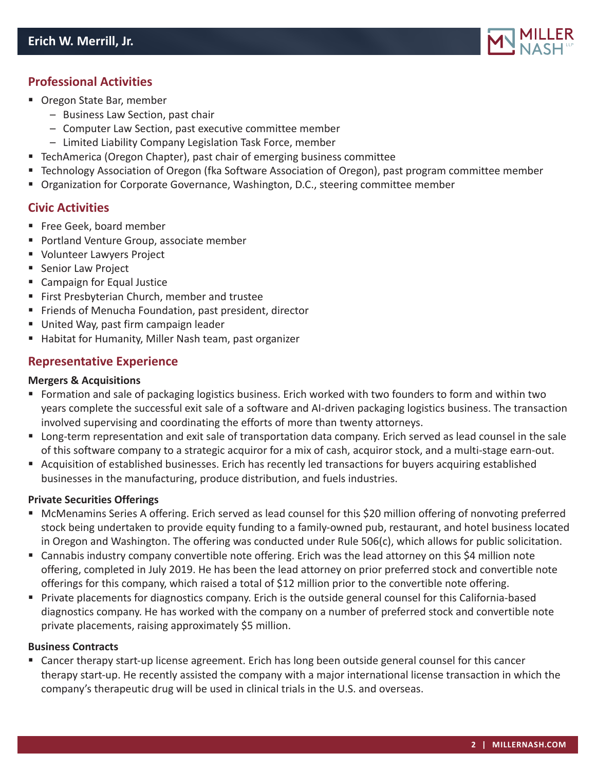## Professional Activities

- Oregon State Bar, member
  - Business Law Section, past chair
  - Computer Law Section, past executive committee member
  - Limited Liability Company Legislation Task Force, member
- TechAmerica (Oregon Chapter), past chair of emerging business committee
- Technology Association of Oregon (fka Software Association of Oregon), past program committee member
- Organization for Corporate Governance, Washington, D.C., steering committee member

## Civic Activities

- Free Geek, board member
- Portland Venture Group, associate member
- Volunteer Lawyers Project
- Senior Law Project
- Campaign for Equal Justice
- First Presbyterian Church, member and trustee
- Friends of Menucha Foundation, past president, director
- United Way, past firm campaign leader
- Habitat for Humanity, Miller Nash team, past organizer

## Representative Experience

**Mergers & Acquisitions**

- Formation and sale of packaging logistics business. Erich worked with two founders to form and within two years complete the successful exit sale of a software and AI-driven packaging logistics business. The transaction involved supervising and coordinating the efforts of more than twenty attorneys.
- Long-term representation and exit sale of transportation data company. Erich served as lead counsel in the sale of this software company to a strategic acquiror for a mix of cash, acquiror stock, and a multi-stage earn-out.
- Acquisition of established businesses. Erich has recently led transactions for buyers acquiring established businesses in the manufacturing, produce distribution, and fuels industries.

**Private Securities Offerings**

- McMenamins Series A offering. Erich served as lead counsel for this $20 million offering of nonvoting preferred stock being undertaken to provide equity funding to a family-owned pub, restaurant, and hotel business located in Oregon and Washington. The offering was conducted under Rule 506(c), which allows for public solicitation.
- Cannabis industry company convertible note offering. Erich was the lead attorney on this $4 million note offering, completed in July 2019. He has been the lead attorney on prior preferred stock and convertible note offerings for this company, which raised a total of $12 million prior to the convertible note offering.
- Private placements for diagnostics company. Erich is the outside general counsel for this California-based diagnostics company. He has worked with the company on a number of preferred stock and convertible note private placements, raising approximately $5 million.

**Business Contracts**

- Cancer therapy start-up license agreement. Erich has long been outside general counsel for this cancer therapy start-up. He recently assisted the company with a major international license transaction in which the company's therapeutic drug will be used in clinical trials in the U.S. and overseas.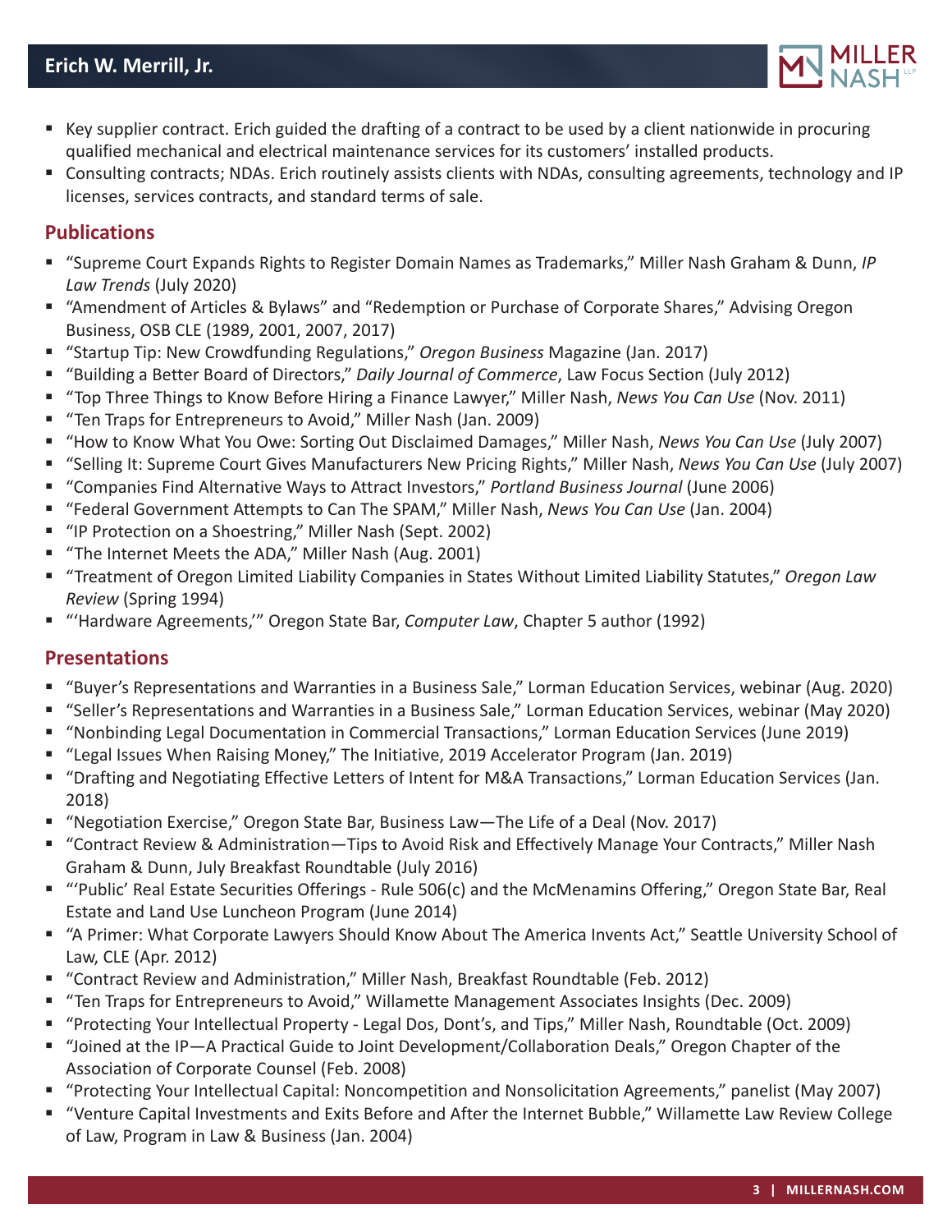- Key supplier contract. Erich guided the drafting of a contract to be used by a client nationwide in procuring qualified mechanical and electrical maintenance services for its customers' installed products.
- Consulting contracts; NDAs. Erich routinely assists clients with NDAs, consulting agreements, technology and IP licenses, services contracts, and standard terms of sale.

## Publications

- "Supreme Court Expands Rights to Register Domain Names as Trademarks," Miller Nash Graham & Dunn, *IP Law Trends* (July 2020)
- "Amendment of Articles & Bylaws" and "Redemption or Purchase of Corporate Shares," Advising Oregon Business, OSB CLE (1989, 2001, 2007, 2017)
- "Startup Tip: New Crowdfunding Regulations," *Oregon Business* Magazine (Jan. 2017)
- "Building a Better Board of Directors," *Daily Journal of Commerce*, Law Focus Section (July 2012)
- "Top Three Things to Know Before Hiring a Finance Lawyer," Miller Nash, *News You Can Use* (Nov. 2011)
- "Ten Traps for Entrepreneurs to Avoid," Miller Nash (Jan. 2009)
- "How to Know What You Owe: Sorting Out Disclaimed Damages," Miller Nash, *News You Can Use* (July 2007)
- "Selling It: Supreme Court Gives Manufacturers New Pricing Rights," Miller Nash, *News You Can Use* (July 2007)
- "Companies Find Alternative Ways to Attract Investors," *Portland Business Journal* (June 2006)
- "Federal Government Attempts to Can The SPAM," Miller Nash, *News You Can Use* (Jan. 2004)
- "IP Protection on a Shoestring," Miller Nash (Sept. 2002)
- "The Internet Meets the ADA," Miller Nash (Aug. 2001)
- "Treatment of Oregon Limited Liability Companies in States Without Limited Liability Statutes," *Oregon Law Review* (Spring 1994)
- "'Hardware Agreements,'" Oregon State Bar, *Computer Law*, Chapter 5 author (1992)

## Presentations

- "Buyer's Representations and Warranties in a Business Sale," Lorman Education Services, webinar (Aug. 2020)
- "Seller's Representations and Warranties in a Business Sale," Lorman Education Services, webinar (May 2020)
- "Nonbinding Legal Documentation in Commercial Transactions," Lorman Education Services (June 2019)
- "Legal Issues When Raising Money," The Initiative, 2019 Accelerator Program (Jan. 2019)
- "Drafting and Negotiating Effective Letters of Intent for M&A Transactions," Lorman Education Services (Jan. 2018)
- "Negotiation Exercise," Oregon State Bar, Business Law—The Life of a Deal (Nov. 2017)
- "Contract Review & Administration—Tips to Avoid Risk and Effectively Manage Your Contracts," Miller Nash Graham & Dunn, July Breakfast Roundtable (July 2016)
- "'Public' Real Estate Securities Offerings - Rule 506(c) and the McMenamins Offering," Oregon State Bar, Real Estate and Land Use Luncheon Program (June 2014)
- "A Primer: What Corporate Lawyers Should Know About The America Invents Act," Seattle University School of Law, CLE (Apr. 2012)
- "Contract Review and Administration," Miller Nash, Breakfast Roundtable (Feb. 2012)
- "Ten Traps for Entrepreneurs to Avoid," Willamette Management Associates Insights (Dec. 2009)
- "Protecting Your Intellectual Property - Legal Dos, Dont's, and Tips," Miller Nash, Roundtable (Oct. 2009)
- "Joined at the IP—A Practical Guide to Joint Development/Collaboration Deals," Oregon Chapter of the Association of Corporate Counsel (Feb. 2008)
- "Protecting Your Intellectual Capital: Noncompetition and Nonsolicitation Agreements," panelist (May 2007)
- "Venture Capital Investments and Exits Before and After the Internet Bubble," Willamette Law Review College of Law, Program in Law & Business (Jan. 2004)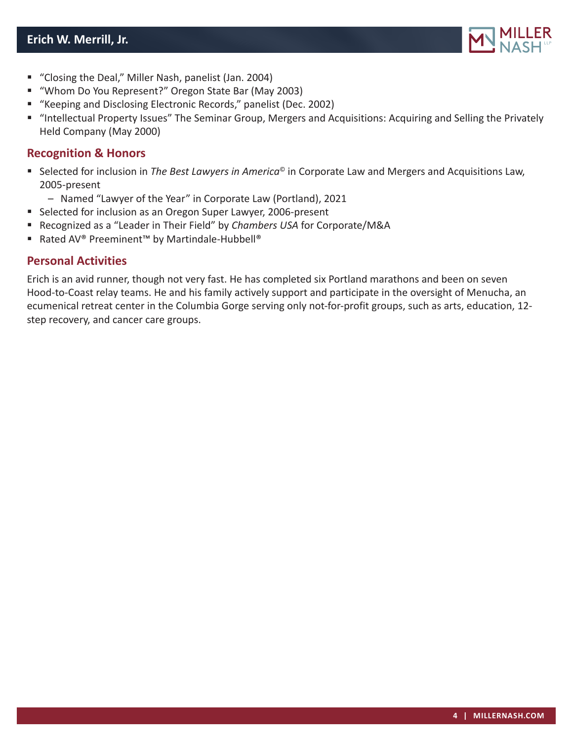- "Closing the Deal," Miller Nash, panelist (Jan. 2004)
- "Whom Do You Represent?" Oregon State Bar (May 2003)
- "Keeping and Disclosing Electronic Records," panelist (Dec. 2002)
- "Intellectual Property Issues" The Seminar Group, Mergers and Acquisitions: Acquiring and Selling the Privately Held Company (May 2000)

## Recognition & Honors

- Selected for inclusion in *The Best Lawyers in America*© in Corporate Law and Mergers and Acquisitions Law, 2005-present
  - Named "Lawyer of the Year" in Corporate Law (Portland), 2021
- Selected for inclusion as an Oregon Super Lawyer, 2006-present
- Recognized as a "Leader in Their Field" by *Chambers USA* for Corporate/M&A
- Rated AV® Preeminent™ by Martindale-Hubbell®

## Personal Activities

Erich is an avid runner, though not very fast. He has completed six Portland marathons and been on seven Hood-to-Coast relay teams. He and his family actively support and participate in the oversight of Menucha, an ecumenical retreat center in the Columbia Gorge serving only not-for-profit groups, such as arts, education, 12-step recovery, and cancer care groups.